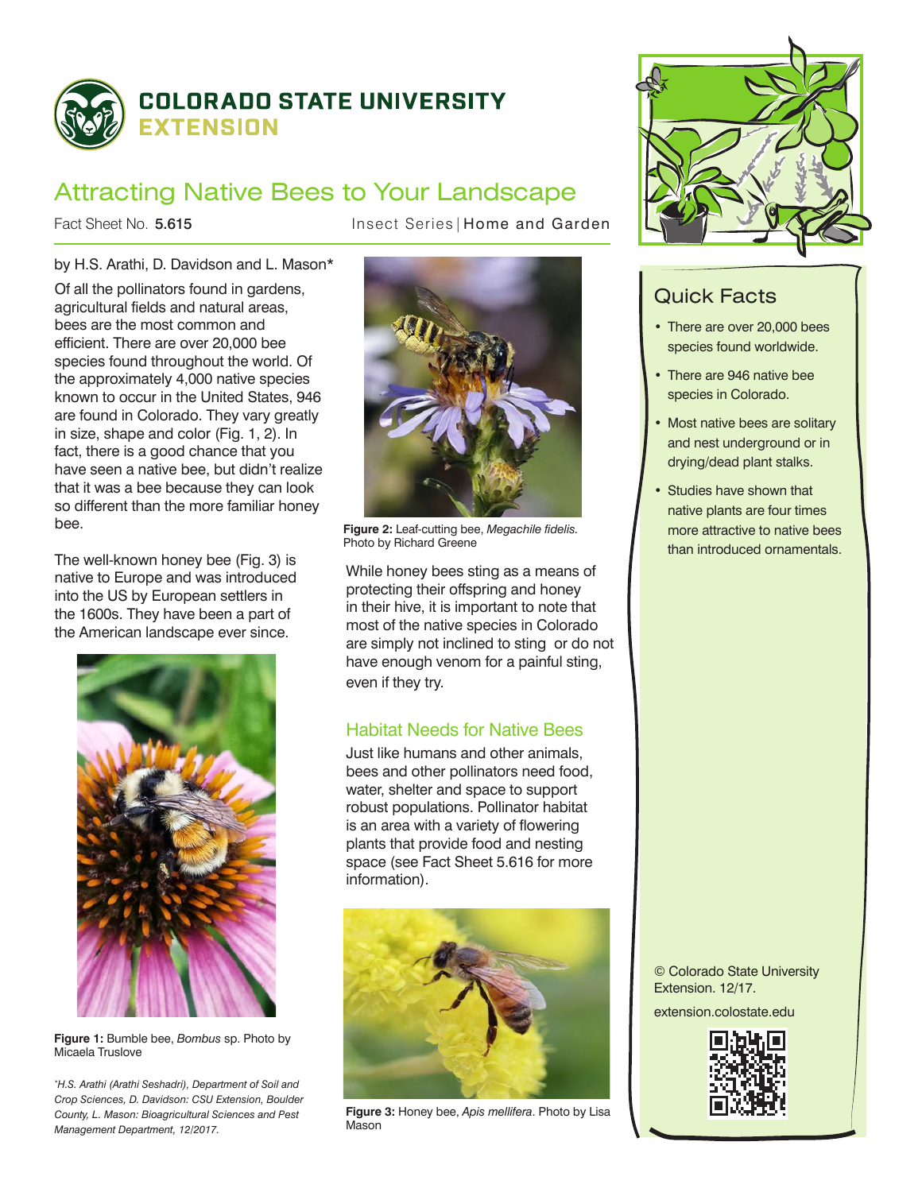COLORADO STATE UNIVERSITY
EXTENSION

# Attracting Native Bees to Your Landscape

Fact Sheet No. 5.615 Insect Series | Home and Garden

by H.S. Arathi, D. Davidson and L. Mason*

Of all the pollinators found in gardens, agricultural fields and natural areas, bees are the most common and efficient. There are over 20,000 bee species found throughout the world. Of the approximately 4,000 native species known to occur in the United States, 946 are found in Colorado. They vary greatly in size, shape and color (Fig. 1, 2). In fact, there is a good chance that you have seen a native bee, but didn't realize that it was a bee because they can look so different than the more familiar honey bee.

The well-known honey bee (Fig. 3) is native to Europe and was introduced into the US by European settlers in the 1600s. They have been a part of the American landscape ever since.

**Figure 1:** Bumble bee, *Bombus* sp. Photo by Micaela Truslove

*\*H.S. Arathi (Arathi Seshadri), Department of Soil and Crop Sciences, D. Davidson: CSU Extension, Boulder County, L. Mason: Bioagricultural Sciences and Pest Management Department, 12/2017.*

**Figure 2:** Leaf-cutting bee, *Megachile fidelis*. Photo by Richard Greene

While honey bees sting as a means of protecting their offspring and honey in their hive, it is important to note that most of the native species in Colorado are simply not inclined to sting or do not have enough venom for a painful sting, even if they try.

## Habitat Needs for Native Bees

Just like humans and other animals, bees and other pollinators need food, water, shelter and space to support robust populations. Pollinator habitat is an area with a variety of flowering plants that provide food and nesting space (see Fact Sheet 5.616 for more information).

**Figure 3:** Honey bee, *Apis mellifera*. Photo by Lisa Mason

## Quick Facts

- There are over 20,000 bees species found worldwide.
- There are 946 native bee species in Colorado.
- Most native bees are solitary and nest underground or in drying/dead plant stalks.
- Studies have shown that native plants are four times more attractive to native bees than introduced ornamentals.

© Colorado State University Extension. 12/17.

extension.colostate.edu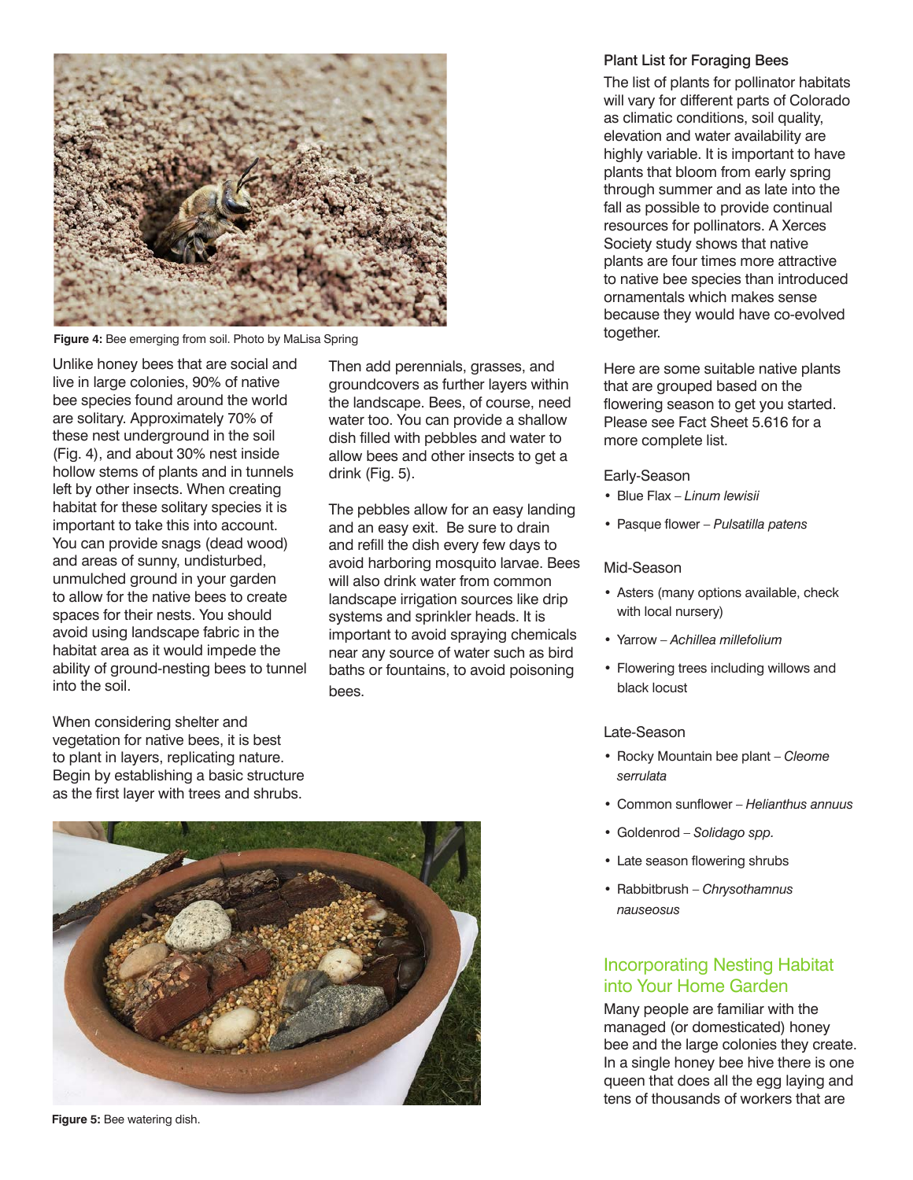Figure 4: Bee emerging from soil. Photo by MaLisa Spring

Unlike honey bees that are social and live in large colonies, 90% of native bee species found around the world are solitary. Approximately 70% of these nest underground in the soil (Fig. 4), and about 30% nest inside hollow stems of plants and in tunnels left by other insects. When creating habitat for these solitary species it is important to take this into account. You can provide snags (dead wood) and areas of sunny, undisturbed, unmulched ground in your garden to allow for the native bees to create spaces for their nests. You should avoid using landscape fabric in the habitat area as it would impede the ability of ground-nesting bees to tunnel into the soil.

When considering shelter and vegetation for native bees, it is best to plant in layers, replicating nature. Begin by establishing a basic structure as the first layer with trees and shrubs. Then add perennials, grasses, and groundcovers as further layers within the landscape. Bees, of course, need water too. You can provide a shallow dish filled with pebbles and water to allow bees and other insects to get a drink (Fig. 5).

The pebbles allow for an easy landing and an easy exit. Be sure to drain and refill the dish every few days to avoid harboring mosquito larvae. Bees will also drink water from common landscape irrigation sources like drip systems and sprinkler heads. It is important to avoid spraying chemicals near any source of water such as bird baths or fountains, to avoid poisoning bees.

Figure 5: Bee watering dish.

### Plant List for Foraging Bees

The list of plants for pollinator habitats will vary for different parts of Colorado as climatic conditions, soil quality, elevation and water availability are highly variable. It is important to have plants that bloom from early spring through summer and as late into the fall as possible to provide continual resources for pollinators. A Xerces Society study shows that native plants are four times more attractive to native bee species than introduced ornamentals which makes sense because they would have co-evolved together.

Here are some suitable native plants that are grouped based on the flowering season to get you started. Please see Fact Sheet 5.616 for a more complete list.

Early-Season

- Blue Flax – *Linum lewisii*
- Pasque flower – *Pulsatilla patens*

Mid-Season

- Asters (many options available, check with local nursery)
- Yarrow – *Achillea millefolium*
- Flowering trees including willows and black locust

Late-Season

- Rocky Mountain bee plant – *Cleome serrulata*
- Common sunflower – *Helianthus annuus*
- Goldenrod – *Solidago spp.*
- Late season flowering shrubs
- Rabbitbrush – *Chrysothamnus nauseosus*

## Incorporating Nesting Habitat into Your Home Garden

Many people are familiar with the managed (or domesticated) honey bee and the large colonies they create. In a single honey bee hive there is one queen that does all the egg laying and tens of thousands of workers that are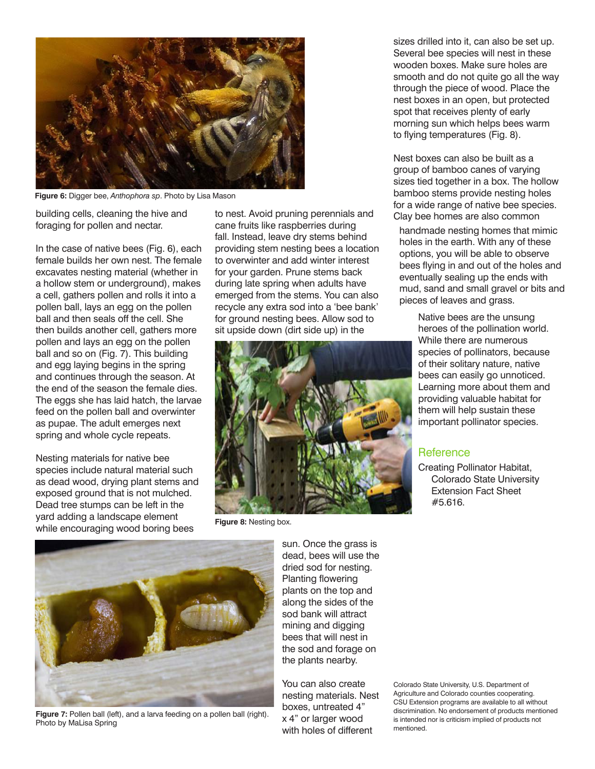Figure 6: Digger bee, *Anthophora sp*. Photo by Lisa Mason

building cells, cleaning the hive and foraging for pollen and nectar.

In the case of native bees (Fig. 6), each female builds her own nest. The female excavates nesting material (whether in a hollow stem or underground), makes a cell, gathers pollen and rolls it into a pollen ball, lays an egg on the pollen ball and then seals off the cell. She then builds another cell, gathers more pollen and lays an egg on the pollen ball and so on (Fig. 7). This building and egg laying begins in the spring and continues through the season. At the end of the season the female dies. The eggs she has laid hatch, the larvae feed on the pollen ball and overwinter as pupae. The adult emerges next spring and whole cycle repeats.

Nesting materials for native bee species include natural material such as dead wood, drying plant stems and exposed ground that is not mulched. Dead tree stumps can be left in the yard adding a landscape element while encouraging wood boring bees to nest. Avoid pruning perennials and cane fruits like raspberries during fall. Instead, leave dry stems behind providing stem nesting bees a location to overwinter and add winter interest for your garden. Prune stems back during late spring when adults have emerged from the stems. You can also recycle any extra sod into a 'bee bank' for ground nesting bees. Allow sod to sit upside down (dirt side up) in the sun. Once the grass is dead, bees will use the dried sod for nesting. Planting flowering plants on the top and along the sides of the sod bank will attract mining and digging bees that will nest in the sod and forage on the plants nearby.

Figure 8: Nesting box.

Figure 7: Pollen ball (left), and a larva feeding on a pollen ball (right). Photo by MaLisa Spring

You can also create nesting materials. Nest boxes, untreated 4" x 4" or larger wood with holes of different sizes drilled into it, can also be set up. Several bee species will nest in these wooden boxes. Make sure holes are smooth and do not quite go all the way through the piece of wood. Place the nest boxes in an open, but protected spot that receives plenty of early morning sun which helps bees warm to flying temperatures (Fig. 8).

Nest boxes can also be built as a group of bamboo canes of varying sizes tied together in a box. The hollow bamboo stems provide nesting holes for a wide range of native bee species. Clay bee homes are also common handmade nesting homes that mimic holes in the earth. With any of these options, you will be able to observe bees flying in and out of the holes and eventually sealing up the ends with mud, sand and small gravel or bits and pieces of leaves and grass.

Native bees are the unsung heroes of the pollination world. While there are numerous species of pollinators, because of their solitary nature, native bees can easily go unnoticed. Learning more about them and providing valuable habitat for them will help sustain these important pollinator species.

## Reference

Creating Pollinator Habitat, Colorado State University Extension Fact Sheet #5.616.

Colorado State University, U.S. Department of Agriculture and Colorado counties cooperating. CSU Extension programs are available to all without discrimination. No endorsement of products mentioned is intended nor is criticism implied of products not mentioned.